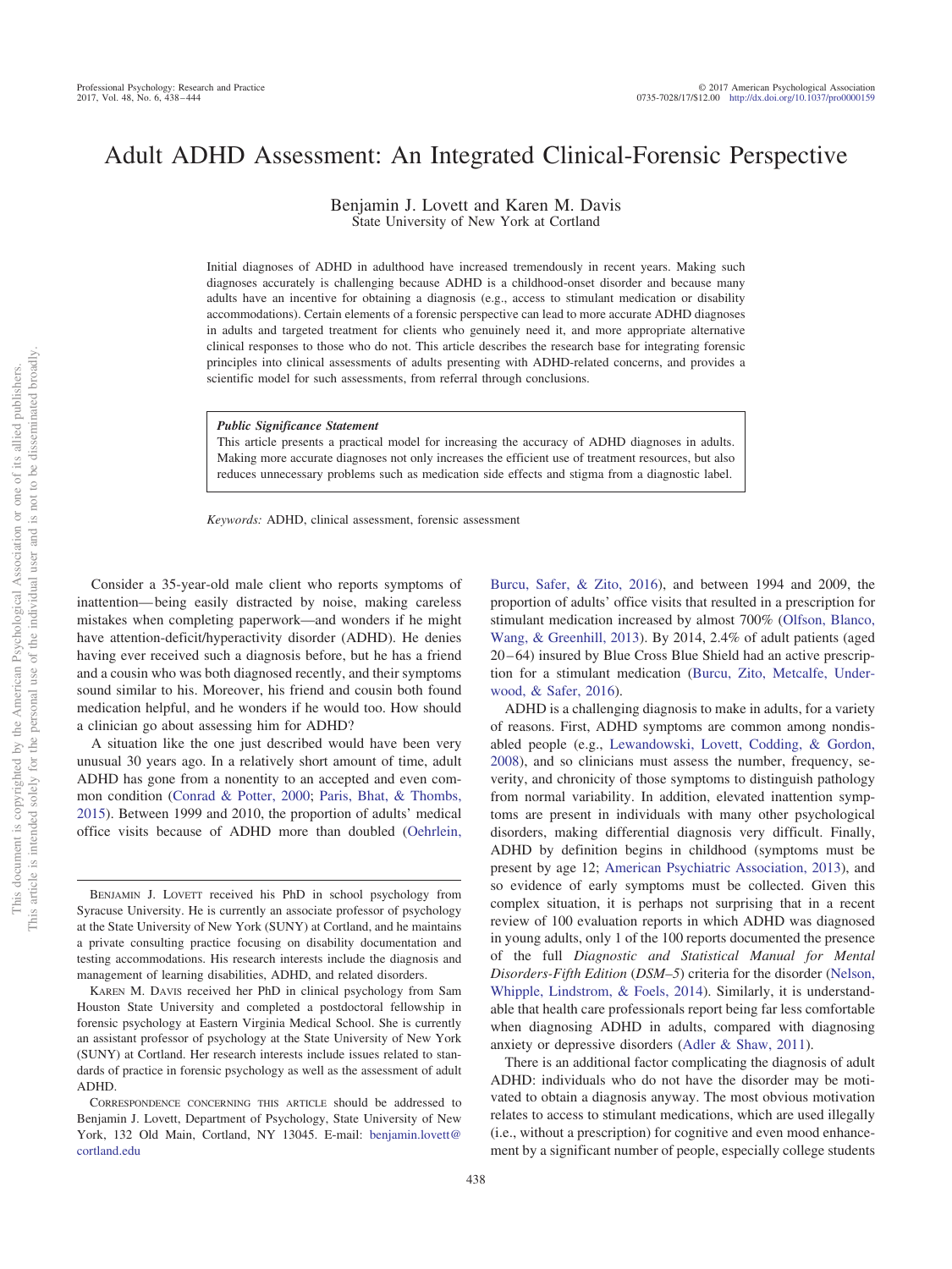# Adult ADHD Assessment: An Integrated Clinical-Forensic Perspective

Benjamin J. Lovett and Karen M. Davis
State University of New York at Cortland

Initial diagnoses of ADHD in adulthood have increased tremendously in recent years. Making such diagnoses accurately is challenging because ADHD is a childhood-onset disorder and because many adults have an incentive for obtaining a diagnosis (e.g., access to stimulant medication or disability accommodations). Certain elements of a forensic perspective can lead to more accurate ADHD diagnoses in adults and targeted treatment for clients who genuinely need it, and more appropriate alternative clinical responses to those who do not. This article describes the research base for integrating forensic principles into clinical assessments of adults presenting with ADHD-related concerns, and provides a scientific model for such assessments, from referral through conclusions.

> ***Public Significance Statement***
> This article presents a practical model for increasing the accuracy of ADHD diagnoses in adults. Making more accurate diagnoses not only increases the efficient use of treatment resources, but also reduces unnecessary problems such as medication side effects and stigma from a diagnostic label.

*Keywords:* ADHD, clinical assessment, forensic assessment

Consider a 35-year-old male client who reports symptoms of inattention—being easily distracted by noise, making careless mistakes when completing paperwork—and wonders if he might have attention-deficit/hyperactivity disorder (ADHD). He denies having ever received such a diagnosis before, but he has a friend and a cousin who was both diagnosed recently, and their symptoms sound similar to his. Moreover, his friend and cousin both found medication helpful, and he wonders if he would too. How should a clinician go about assessing him for ADHD?

A situation like the one just described would have been very unusual 30 years ago. In a relatively short amount of time, adult ADHD has gone from a nonentity to an accepted and even common condition (Conrad & Potter, 2000; Paris, Bhat, & Thombs, 2015). Between 1999 and 2010, the proportion of adults' medical office visits because of ADHD more than doubled (Oehrlein, Burcu, Safer, & Zito, 2016), and between 1994 and 2009, the proportion of adults' office visits that resulted in a prescription for stimulant medication increased by almost 700% (Olfson, Blanco, Wang, & Greenhill, 2013). By 2014, 2.4% of adult patients (aged 20–64) insured by Blue Cross Blue Shield had an active prescription for a stimulant medication (Burcu, Zito, Metcalfe, Underwood, & Safer, 2016).

ADHD is a challenging diagnosis to make in adults, for a variety of reasons. First, ADHD symptoms are common among nondisabled people (e.g., Lewandowski, Lovett, Codding, & Gordon, 2008), and so clinicians must assess the number, frequency, severity, and chronicity of those symptoms to distinguish pathology from normal variability. In addition, elevated inattention symptoms are present in individuals with many other psychological disorders, making differential diagnosis very difficult. Finally, ADHD by definition begins in childhood (symptoms must be present by age 12; American Psychiatric Association, 2013), and so evidence of early symptoms must be collected. Given this complex situation, it is perhaps not surprising that in a recent review of 100 evaluation reports in which ADHD was diagnosed in young adults, only 1 of the 100 reports documented the presence of the full *Diagnostic and Statistical Manual for Mental Disorders-Fifth Edition* (*DSM–5*) criteria for the disorder (Nelson, Whipple, Lindstrom, & Foels, 2014). Similarly, it is understandable that health care professionals report being far less comfortable when diagnosing ADHD in adults, compared with diagnosing anxiety or depressive disorders (Adler & Shaw, 2011).

There is an additional factor complicating the diagnosis of adult ADHD: individuals who do not have the disorder may be motivated to obtain a diagnosis anyway. The most obvious motivation relates to access to stimulant medications, which are used illegally (i.e., without a prescription) for cognitive and even mood enhancement by a significant number of people, especially college students

---

Benjamin J. Lovett received his PhD in school psychology from Syracuse University. He is currently an associate professor of psychology at the State University of New York (SUNY) at Cortland, and he maintains a private consulting practice focusing on disability documentation and testing accommodations. His research interests include the diagnosis and management of learning disabilities, ADHD, and related disorders.

Karen M. Davis received her PhD in clinical psychology from Sam Houston State University and completed a postdoctoral fellowship in forensic psychology at Eastern Virginia Medical School. She is currently an assistant professor of psychology at the State University of New York (SUNY) at Cortland. Her research interests include issues related to standards of practice in forensic psychology as well as the assessment of adult ADHD.

Correspondence concerning this article should be addressed to Benjamin J. Lovett, Department of Psychology, State University of New York, 132 Old Main, Cortland, NY 13045. E-mail: benjamin.lovett@cortland.edu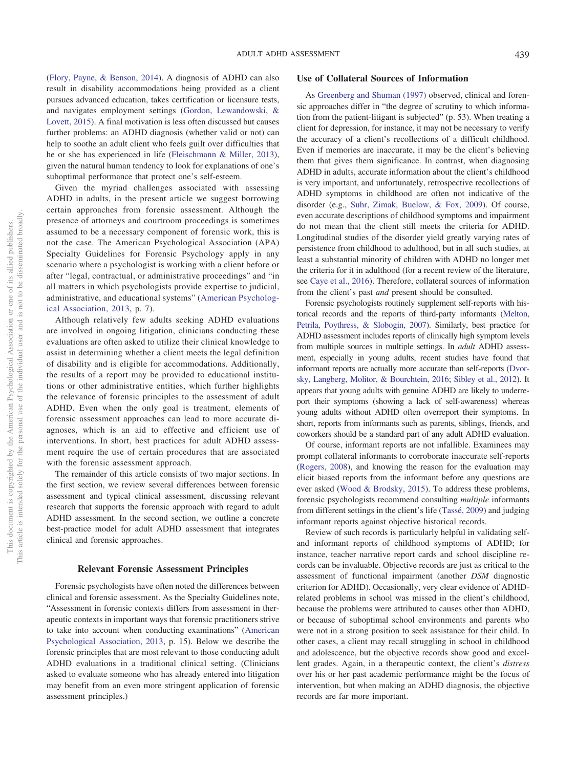(Flory, Payne, & Benson, 2014). A diagnosis of ADHD can also result in disability accommodations being provided as a client pursues advanced education, takes certification or licensure tests, and navigates employment settings (Gordon, Lewandowski, & Lovett, 2015). A final motivation is less often discussed but causes further problems: an ADHD diagnosis (whether valid or not) can help to soothe an adult client who feels guilt over difficulties that he or she has experienced in life (Fleischmann & Miller, 2013), given the natural human tendency to look for explanations of one's suboptimal performance that protect one's self-esteem.

Given the myriad challenges associated with assessing ADHD in adults, in the present article we suggest borrowing certain approaches from forensic assessment. Although the presence of attorneys and courtroom proceedings is sometimes assumed to be a necessary component of forensic work, this is not the case. The American Psychological Association (APA) Specialty Guidelines for Forensic Psychology apply in any scenario where a psychologist is working with a client before or after "legal, contractual, or administrative proceedings" and "in all matters in which psychologists provide expertise to judicial, administrative, and educational systems" (American Psychological Association, 2013, p. 7).

Although relatively few adults seeking ADHD evaluations are involved in ongoing litigation, clinicians conducting these evaluations are often asked to utilize their clinical knowledge to assist in determining whether a client meets the legal definition of disability and is eligible for accommodations. Additionally, the results of a report may be provided to educational institutions or other administrative entities, which further highlights the relevance of forensic principles to the assessment of adult ADHD. Even when the only goal is treatment, elements of forensic assessment approaches can lead to more accurate diagnoses, which is an aid to effective and efficient use of interventions. In short, best practices for adult ADHD assessment require the use of certain procedures that are associated with the forensic assessment approach.

The remainder of this article consists of two major sections. In the first section, we review several differences between forensic assessment and typical clinical assessment, discussing relevant research that supports the forensic approach with regard to adult ADHD assessment. In the second section, we outline a concrete best-practice model for adult ADHD assessment that integrates clinical and forensic approaches.

## Relevant Forensic Assessment Principles

Forensic psychologists have often noted the differences between clinical and forensic assessment. As the Specialty Guidelines note, "Assessment in forensic contexts differs from assessment in therapeutic contexts in important ways that forensic practitioners strive to take into account when conducting examinations" (American Psychological Association, 2013, p. 15). Below we describe the forensic principles that are most relevant to those conducting adult ADHD evaluations in a traditional clinical setting. (Clinicians asked to evaluate someone who has already entered into litigation may benefit from an even more stringent application of forensic assessment principles.)

### Use of Collateral Sources of Information

As Greenberg and Shuman (1997) observed, clinical and forensic approaches differ in "the degree of scrutiny to which information from the patient-litigant is subjected" (p. 53). When treating a client for depression, for instance, it may not be necessary to verify the accuracy of a client's recollections of a difficult childhood. Even if memories are inaccurate, it may be the client's believing them that gives them significance. In contrast, when diagnosing ADHD in adults, accurate information about the client's childhood is very important, and unfortunately, retrospective recollections of ADHD symptoms in childhood are often not indicative of the disorder (e.g., Suhr, Zimak, Buelow, & Fox, 2009). Of course, even accurate descriptions of childhood symptoms and impairment do not mean that the client still meets the criteria for ADHD. Longitudinal studies of the disorder yield greatly varying rates of persistence from childhood to adulthood, but in all such studies, at least a substantial minority of children with ADHD no longer met the criteria for it in adulthood (for a recent review of the literature, see Caye et al., 2016). Therefore, collateral sources of information from the client's past *and* present should be consulted.

Forensic psychologists routinely supplement self-reports with historical records and the reports of third-party informants (Melton, Petrila, Poythress, & Slobogin, 2007). Similarly, best practice for ADHD assessment includes reports of clinically high symptom levels from multiple sources in multiple settings. In *adult* ADHD assessment, especially in young adults, recent studies have found that informant reports are actually more accurate than self-reports (Dvorsky, Langberg, Molitor, & Bourchtein, 2016; Sibley et al., 2012). It appears that young adults with genuine ADHD are likely to underreport their symptoms (showing a lack of self-awareness) whereas young adults without ADHD often overreport their symptoms. In short, reports from informants such as parents, siblings, friends, and coworkers should be a standard part of any adult ADHD evaluation.

Of course, informant reports are not infallible. Examinees may prompt collateral informants to corroborate inaccurate self-reports (Rogers, 2008), and knowing the reason for the evaluation may elicit biased reports from the informant before any questions are ever asked (Wood & Brodsky, 2015). To address these problems, forensic psychologists recommend consulting *multiple* informants from different settings in the client's life (Tassé, 2009) and judging informant reports against objective historical records.

Review of such records is particularly helpful in validating self- and informant reports of childhood symptoms of ADHD; for instance, teacher narrative report cards and school discipline records can be invaluable. Objective records are just as critical to the assessment of functional impairment (another *DSM* diagnostic criterion for ADHD). Occasionally, very clear evidence of ADHD-related problems in school was missed in the client's childhood, because the problems were attributed to causes other than ADHD, or because of suboptimal school environments and parents who were not in a strong position to seek assistance for their child. In other cases, a client may recall struggling in school in childhood and adolescence, but the objective records show good and excellent grades. Again, in a therapeutic context, the client's *distress* over his or her past academic performance might be the focus of intervention, but when making an ADHD diagnosis, the objective records are far more important.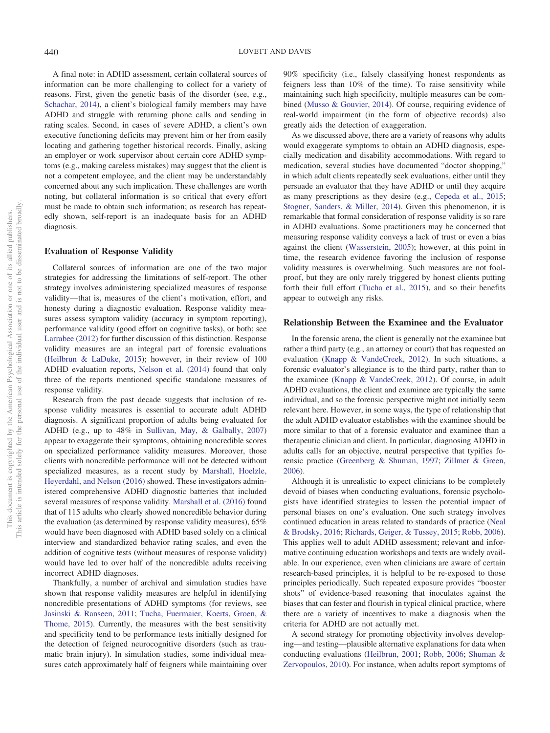A final note: in ADHD assessment, certain collateral sources of information can be more challenging to collect for a variety of reasons. First, given the genetic basis of the disorder (see, e.g., Schachar, 2014), a client's biological family members may have ADHD and struggle with returning phone calls and sending in rating scales. Second, in cases of severe ADHD, a client's own executive functioning deficits may prevent him or her from easily locating and gathering together historical records. Finally, asking an employer or work supervisor about certain core ADHD symptoms (e.g., making careless mistakes) may suggest that the client is not a competent employee, and the client may be understandably concerned about any such implication. These challenges are worth noting, but collateral information is so critical that every effort must be made to obtain such information; as research has repeatedly shown, self-report is an inadequate basis for an ADHD diagnosis.

## Evaluation of Response Validity

Collateral sources of information are one of the two major strategies for addressing the limitations of self-report. The other strategy involves administering specialized measures of response validity—that is, measures of the client's motivation, effort, and honesty during a diagnostic evaluation. Response validity measures assess symptom validity (accuracy in symptom reporting), performance validity (good effort on cognitive tasks), or both; see Larrabee (2012) for further discussion of this distinction. Response validity measures are an integral part of forensic evaluations (Heilbrun & LaDuke, 2015); however, in their review of 100 ADHD evaluation reports, Nelson et al. (2014) found that only three of the reports mentioned specific standalone measures of response validity.

Research from the past decade suggests that inclusion of response validity measures is essential to accurate adult ADHD diagnosis. A significant proportion of adults being evaluated for ADHD (e.g., up to 48% in Sullivan, May, & Galbally, 2007) appear to exaggerate their symptoms, obtaining noncredible scores on specialized performance validity measures. Moreover, those clients with noncredible performance will not be detected without specialized measures, as a recent study by Marshall, Hoelzle, Heyerdahl, and Nelson (2016) showed. These investigators administered comprehensive ADHD diagnostic batteries that included several measures of response validity. Marshall et al. (2016) found that of 115 adults who clearly showed noncredible behavior during the evaluation (as determined by response validity measures), 65% would have been diagnosed with ADHD based solely on a clinical interview and standardized behavior rating scales, and even the addition of cognitive tests (without measures of response validity) would have led to over half of the noncredible adults receiving incorrect ADHD diagnoses.

Thankfully, a number of archival and simulation studies have shown that response validity measures are helpful in identifying noncredible presentations of ADHD symptoms (for reviews, see Jasinski & Ranseen, 2011; Tucha, Fuermaier, Koerts, Groen, & Thome, 2015). Currently, the measures with the best sensitivity and specificity tend to be performance tests initially designed for the detection of feigned neurocognitive disorders (such as traumatic brain injury). In simulation studies, some individual measures catch approximately half of feigners while maintaining over 90% specificity (i.e., falsely classifying honest respondents as feigners less than 10% of the time). To raise sensitivity while maintaining such high specificity, multiple measures can be combined (Musso & Gouvier, 2014). Of course, requiring evidence of real-world impairment (in the form of objective records) also greatly aids the detection of exaggeration.

As we discussed above, there are a variety of reasons why adults would exaggerate symptoms to obtain an ADHD diagnosis, especially medication and disability accommodations. With regard to medication, several studies have documented "doctor shopping," in which adult clients repeatedly seek evaluations, either until they persuade an evaluator that they have ADHD or until they acquire as many prescriptions as they desire (e.g., Cepeda et al., 2015; Stogner, Sanders, & Miller, 2014). Given this phenomenon, it is remarkable that formal consideration of response validity is so rare in ADHD evaluations. Some practitioners may be concerned that measuring response validity conveys a lack of trust or even a bias against the client (Wasserstein, 2005); however, at this point in time, the research evidence favoring the inclusion of response validity measures is overwhelming. Such measures are not foolproof, but they are only rarely triggered by honest clients putting forth their full effort (Tucha et al., 2015), and so their benefits appear to outweigh any risks.

## Relationship Between the Examinee and the Evaluator

In the forensic arena, the client is generally not the examinee but rather a third party (e.g., an attorney or court) that has requested an evaluation (Knapp & VandeCreek, 2012). In such situations, a forensic evaluator's allegiance is to the third party, rather than to the examinee (Knapp & VandeCreek, 2012). Of course, in adult ADHD evaluations, the client and examinee are typically the same individual, and so the forensic perspective might not initially seem relevant here. However, in some ways, the type of relationship that the adult ADHD evaluator establishes with the examinee should be more similar to that of a forensic evaluator and examinee than a therapeutic clinician and client. In particular, diagnosing ADHD in adults calls for an objective, neutral perspective that typifies forensic practice (Greenberg & Shuman, 1997; Zillmer & Green, 2006).

Although it is unrealistic to expect clinicians to be completely devoid of biases when conducting evaluations, forensic psychologists have identified strategies to lessen the potential impact of personal biases on one's evaluation. One such strategy involves continued education in areas related to standards of practice (Neal & Brodsky, 2016; Richards, Geiger, & Tussey, 2015; Robb, 2006). This applies well to adult ADHD assessment; relevant and informative continuing education workshops and texts are widely available. In our experience, even when clinicians are aware of certain research-based principles, it is helpful to be re-exposed to those principles periodically. Such repeated exposure provides "booster shots" of evidence-based reasoning that inoculates against the biases that can fester and flourish in typical clinical practice, where there are a variety of incentives to make a diagnosis when the criteria for ADHD are not actually met.

A second strategy for promoting objectivity involves developing—and testing—plausible alternative explanations for data when conducting evaluations (Heilbrun, 2001; Robb, 2006; Shuman & Zervopoulos, 2010). For instance, when adults report symptoms of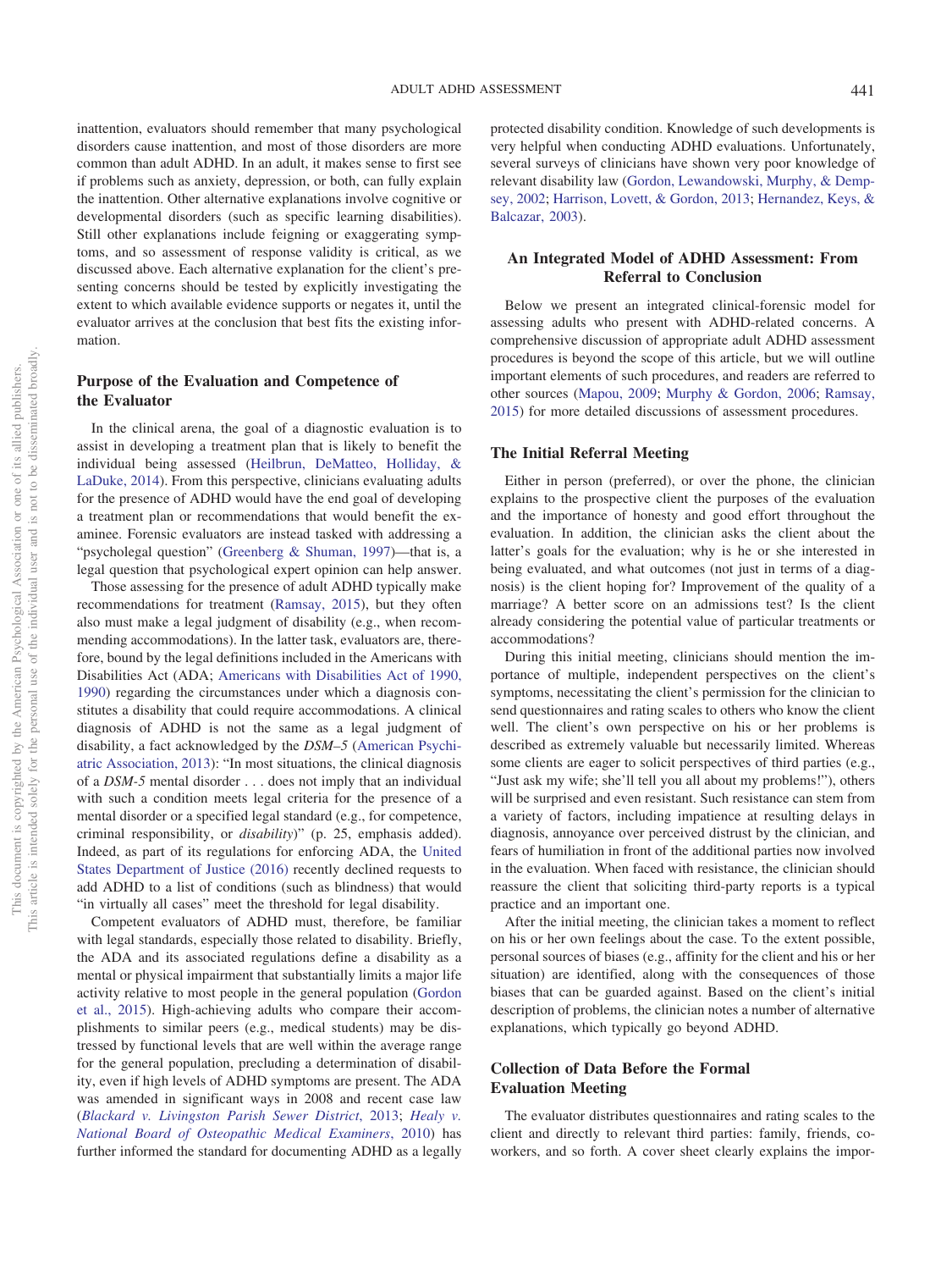inattention, evaluators should remember that many psychological disorders cause inattention, and most of those disorders are more common than adult ADHD. In an adult, it makes sense to first see if problems such as anxiety, depression, or both, can fully explain the inattention. Other alternative explanations involve cognitive or developmental disorders (such as specific learning disabilities). Still other explanations include feigning or exaggerating symptoms, and so assessment of response validity is critical, as we discussed above. Each alternative explanation for the client's presenting concerns should be tested by explicitly investigating the extent to which available evidence supports or negates it, until the evaluator arrives at the conclusion that best fits the existing information.

### Purpose of the Evaluation and Competence of the Evaluator

In the clinical arena, the goal of a diagnostic evaluation is to assist in developing a treatment plan that is likely to benefit the individual being assessed (Heilbrun, DeMatteo, Holliday, & LaDuke, 2014). From this perspective, clinicians evaluating adults for the presence of ADHD would have the end goal of developing a treatment plan or recommendations that would benefit the examinee. Forensic evaluators are instead tasked with addressing a "psycholegal question" (Greenberg & Shuman, 1997)—that is, a legal question that psychological expert opinion can help answer.

Those assessing for the presence of adult ADHD typically make recommendations for treatment (Ramsay, 2015), but they often also must make a legal judgment of disability (e.g., when recommending accommodations). In the latter task, evaluators are, therefore, bound by the legal definitions included in the Americans with Disabilities Act (ADA; Americans with Disabilities Act of 1990, 1990) regarding the circumstances under which a diagnosis constitutes a disability that could require accommodations. A clinical diagnosis of ADHD is not the same as a legal judgment of disability, a fact acknowledged by the *DSM–5* (American Psychiatric Association, 2013): "In most situations, the clinical diagnosis of a *DSM-5* mental disorder . . . does not imply that an individual with such a condition meets legal criteria for the presence of a mental disorder or a specified legal standard (e.g., for competence, criminal responsibility, or *disability*)" (p. 25, emphasis added). Indeed, as part of its regulations for enforcing ADA, the United States Department of Justice (2016) recently declined requests to add ADHD to a list of conditions (such as blindness) that would "in virtually all cases" meet the threshold for legal disability.

Competent evaluators of ADHD must, therefore, be familiar with legal standards, especially those related to disability. Briefly, the ADA and its associated regulations define a disability as a mental or physical impairment that substantially limits a major life activity relative to most people in the general population (Gordon et al., 2015). High-achieving adults who compare their accomplishments to similar peers (e.g., medical students) may be distressed by functional levels that are well within the average range for the general population, precluding a determination of disability, even if high levels of ADHD symptoms are present. The ADA was amended in significant ways in 2008 and recent case law (*Blackard v. Livingston Parish Sewer District*, 2013; *Healy v. National Board of Osteopathic Medical Examiners*, 2010) has further informed the standard for documenting ADHD as a legally protected disability condition. Knowledge of such developments is very helpful when conducting ADHD evaluations. Unfortunately, several surveys of clinicians have shown very poor knowledge of relevant disability law (Gordon, Lewandowski, Murphy, & Dempsey, 2002; Harrison, Lovett, & Gordon, 2013; Hernandez, Keys, & Balcazar, 2003).

## An Integrated Model of ADHD Assessment: From Referral to Conclusion

Below we present an integrated clinical-forensic model for assessing adults who present with ADHD-related concerns. A comprehensive discussion of appropriate adult ADHD assessment procedures is beyond the scope of this article, but we will outline important elements of such procedures, and readers are referred to other sources (Mapou, 2009; Murphy & Gordon, 2006; Ramsay, 2015) for more detailed discussions of assessment procedures.

### The Initial Referral Meeting

Either in person (preferred), or over the phone, the clinician explains to the prospective client the purposes of the evaluation and the importance of honesty and good effort throughout the evaluation. In addition, the clinician asks the client about the latter's goals for the evaluation; why is he or she interested in being evaluated, and what outcomes (not just in terms of a diagnosis) is the client hoping for? Improvement of the quality of a marriage? A better score on an admissions test? Is the client already considering the potential value of particular treatments or accommodations?

During this initial meeting, clinicians should mention the importance of multiple, independent perspectives on the client's symptoms, necessitating the client's permission for the clinician to send questionnaires and rating scales to others who know the client well. The client's own perspective on his or her problems is described as extremely valuable but necessarily limited. Whereas some clients are eager to solicit perspectives of third parties (e.g., "Just ask my wife; she'll tell you all about my problems!"), others will be surprised and even resistant. Such resistance can stem from a variety of factors, including impatience at resulting delays in diagnosis, annoyance over perceived distrust by the clinician, and fears of humiliation in front of the additional parties now involved in the evaluation. When faced with resistance, the clinician should reassure the client that soliciting third-party reports is a typical practice and an important one.

After the initial meeting, the clinician takes a moment to reflect on his or her own feelings about the case. To the extent possible, personal sources of biases (e.g., affinity for the client and his or her situation) are identified, along with the consequences of those biases that can be guarded against. Based on the client's initial description of problems, the clinician notes a number of alternative explanations, which typically go beyond ADHD.

### Collection of Data Before the Formal Evaluation Meeting

The evaluator distributes questionnaires and rating scales to the client and directly to relevant third parties: family, friends, coworkers, and so forth. A cover sheet clearly explains the impor-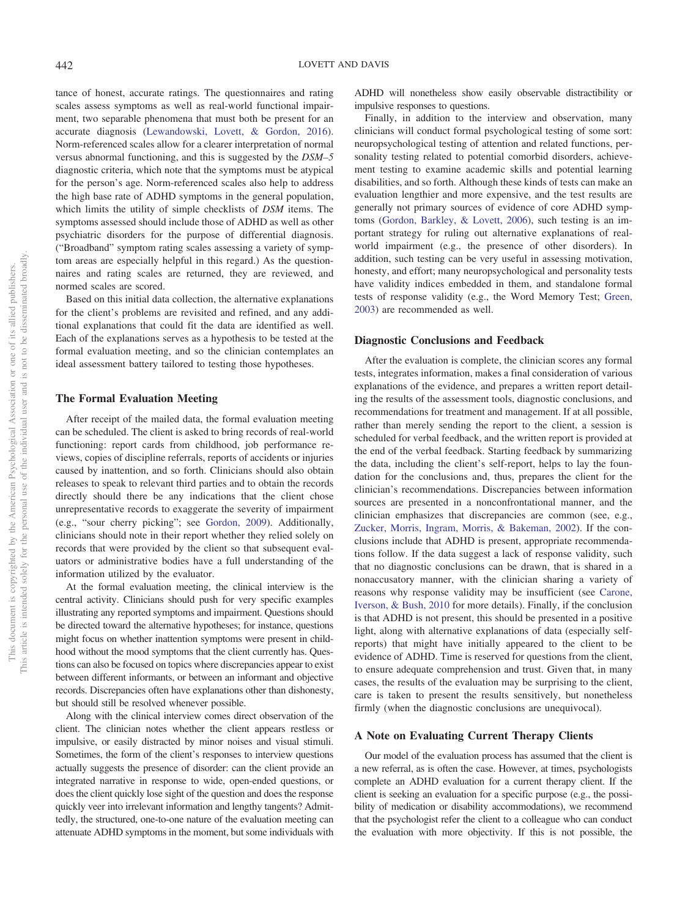tance of honest, accurate ratings. The questionnaires and rating scales assess symptoms as well as real-world functional impairment, two separable phenomena that must both be present for an accurate diagnosis (Lewandowski, Lovett, & Gordon, 2016). Norm-referenced scales allow for a clearer interpretation of normal versus abnormal functioning, and this is suggested by the *DSM–5* diagnostic criteria, which note that the symptoms must be atypical for the person's age. Norm-referenced scales also help to address the high base rate of ADHD symptoms in the general population, which limits the utility of simple checklists of *DSM* items. The symptoms assessed should include those of ADHD as well as other psychiatric disorders for the purpose of differential diagnosis. ("Broadband" symptom rating scales assessing a variety of symptom areas are especially helpful in this regard.) As the questionnaires and rating scales are returned, they are reviewed, and normed scales are scored.

Based on this initial data collection, the alternative explanations for the client's problems are revisited and refined, and any additional explanations that could fit the data are identified as well. Each of the explanations serves as a hypothesis to be tested at the formal evaluation meeting, and so the clinician contemplates an ideal assessment battery tailored to testing those hypotheses.

## The Formal Evaluation Meeting

After receipt of the mailed data, the formal evaluation meeting can be scheduled. The client is asked to bring records of real-world functioning: report cards from childhood, job performance reviews, copies of discipline referrals, reports of accidents or injuries caused by inattention, and so forth. Clinicians should also obtain releases to speak to relevant third parties and to obtain the records directly should there be any indications that the client chose unrepresentative records to exaggerate the severity of impairment (e.g., "sour cherry picking"; see Gordon, 2009). Additionally, clinicians should note in their report whether they relied solely on records that were provided by the client so that subsequent evaluators or administrative bodies have a full understanding of the information utilized by the evaluator.

At the formal evaluation meeting, the clinical interview is the central activity. Clinicians should push for very specific examples illustrating any reported symptoms and impairment. Questions should be directed toward the alternative hypotheses; for instance, questions might focus on whether inattention symptoms were present in childhood without the mood symptoms that the client currently has. Questions can also be focused on topics where discrepancies appear to exist between different informants, or between an informant and objective records. Discrepancies often have explanations other than dishonesty, but should still be resolved whenever possible.

Along with the clinical interview comes direct observation of the client. The clinician notes whether the client appears restless or impulsive, or easily distracted by minor noises and visual stimuli. Sometimes, the form of the client's responses to interview questions actually suggests the presence of disorder: can the client provide an integrated narrative in response to wide, open-ended questions, or does the client quickly lose sight of the question and does the response quickly veer into irrelevant information and lengthy tangents? Admittedly, the structured, one-to-one nature of the evaluation meeting can attenuate ADHD symptoms in the moment, but some individuals with ADHD will nonetheless show easily observable distractibility or impulsive responses to questions.

Finally, in addition to the interview and observation, many clinicians will conduct formal psychological testing of some sort: neuropsychological testing of attention and related functions, personality testing related to potential comorbid disorders, achievement testing to examine academic skills and potential learning disabilities, and so forth. Although these kinds of tests can make an evaluation lengthier and more expensive, and the test results are generally not primary sources of evidence of core ADHD symptoms (Gordon, Barkley, & Lovett, 2006), such testing is an important strategy for ruling out alternative explanations of real-world impairment (e.g., the presence of other disorders). In addition, such testing can be very useful in assessing motivation, honesty, and effort; many neuropsychological and personality tests have validity indices embedded in them, and standalone formal tests of response validity (e.g., the Word Memory Test; Green, 2003) are recommended as well.

## Diagnostic Conclusions and Feedback

After the evaluation is complete, the clinician scores any formal tests, integrates information, makes a final consideration of various explanations of the evidence, and prepares a written report detailing the results of the assessment tools, diagnostic conclusions, and recommendations for treatment and management. If at all possible, rather than merely sending the report to the client, a session is scheduled for verbal feedback, and the written report is provided at the end of the verbal feedback. Starting feedback by summarizing the data, including the client's self-report, helps to lay the foundation for the conclusions and, thus, prepares the client for the clinician's recommendations. Discrepancies between information sources are presented in a nonconfrontational manner, and the clinician emphasizes that discrepancies are common (see, e.g., Zucker, Morris, Ingram, Morris, & Bakeman, 2002). If the conclusions include that ADHD is present, appropriate recommendations follow. If the data suggest a lack of response validity, such that no diagnostic conclusions can be drawn, that is shared in a nonaccusatory manner, with the clinician sharing a variety of reasons why response validity may be insufficient (see Carone, Iverson, & Bush, 2010 for more details). Finally, if the conclusion is that ADHD is not present, this should be presented in a positive light, along with alternative explanations of data (especially self-reports) that might have initially appeared to the client to be evidence of ADHD. Time is reserved for questions from the client, to ensure adequate comprehension and trust. Given that, in many cases, the results of the evaluation may be surprising to the client, care is taken to present the results sensitively, but nonetheless firmly (when the diagnostic conclusions are unequivocal).

## A Note on Evaluating Current Therapy Clients

Our model of the evaluation process has assumed that the client is a new referral, as is often the case. However, at times, psychologists complete an ADHD evaluation for a current therapy client. If the client is seeking an evaluation for a specific purpose (e.g., the possibility of medication or disability accommodations), we recommend that the psychologist refer the client to a colleague who can conduct the evaluation with more objectivity. If this is not possible, the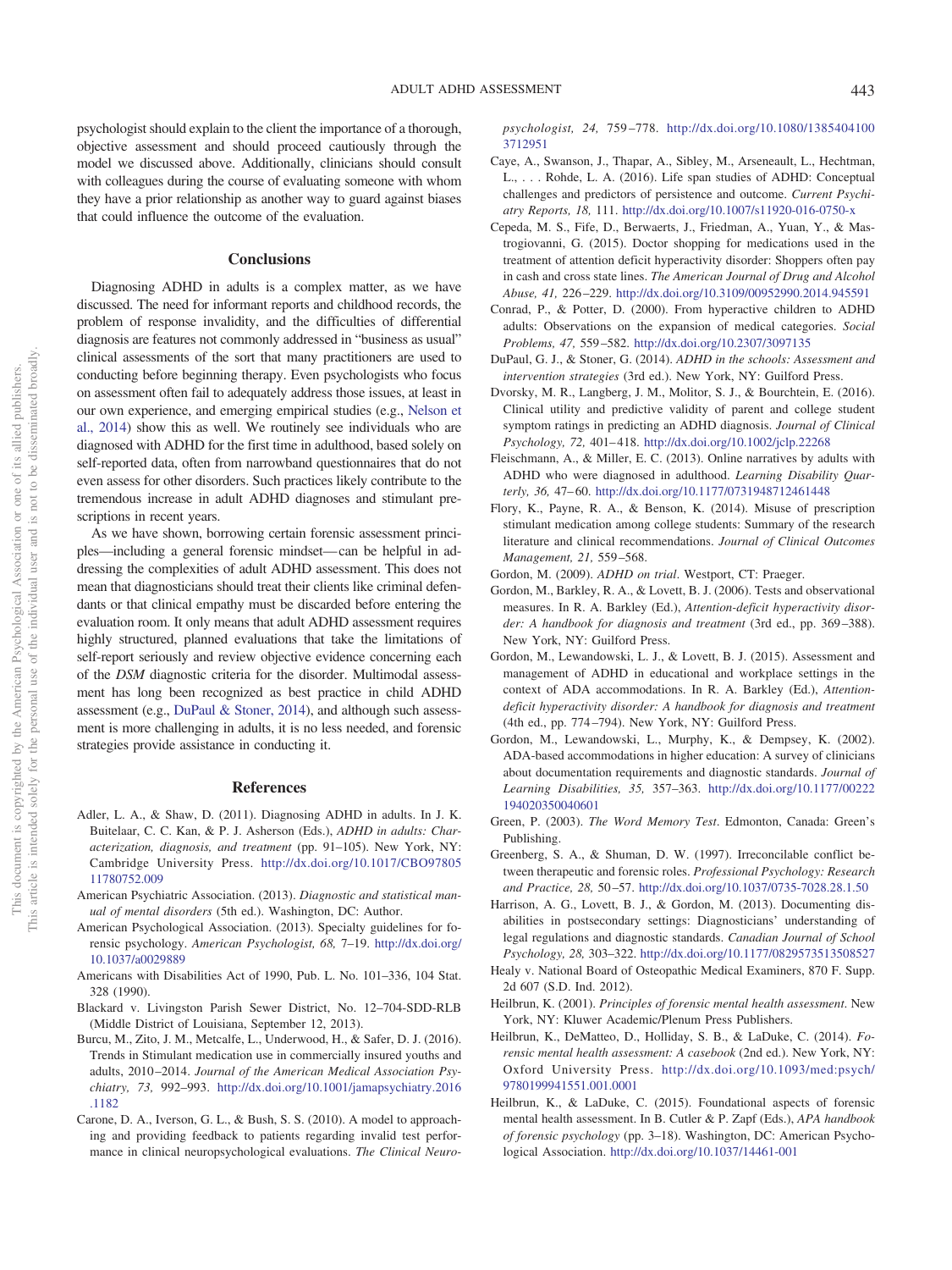psychologist should explain to the client the importance of a thorough, objective assessment and should proceed cautiously through the model we discussed above. Additionally, clinicians should consult with colleagues during the course of evaluating someone with whom they have a prior relationship as another way to guard against biases that could influence the outcome of the evaluation.

## Conclusions

Diagnosing ADHD in adults is a complex matter, as we have discussed. The need for informant reports and childhood records, the problem of response invalidity, and the difficulties of differential diagnosis are features not commonly addressed in "business as usual" clinical assessments of the sort that many practitioners are used to conducting before beginning therapy. Even psychologists who focus on assessment often fail to adequately address those issues, at least in our own experience, and emerging empirical studies (e.g., Nelson et al., 2014) show this as well. We routinely see individuals who are diagnosed with ADHD for the first time in adulthood, based solely on self-reported data, often from narrowband questionnaires that do not even assess for other disorders. Such practices likely contribute to the tremendous increase in adult ADHD diagnoses and stimulant prescriptions in recent years.

As we have shown, borrowing certain forensic assessment principles—including a general forensic mindset—can be helpful in addressing the complexities of adult ADHD assessment. This does not mean that diagnosticians should treat their clients like criminal defendants or that clinical empathy must be discarded before entering the evaluation room. It only means that adult ADHD assessment requires highly structured, planned evaluations that take the limitations of self-report seriously and review objective evidence concerning each of the *DSM* diagnostic criteria for the disorder. Multimodal assessment has long been recognized as best practice in child ADHD assessment (e.g., DuPaul & Stoner, 2014), and although such assessment is more challenging in adults, it is no less needed, and forensic strategies provide assistance in conducting it.

## References

Adler, L. A., & Shaw, D. (2011). Diagnosing ADHD in adults. In J. K. Buitelaar, C. C. Kan, & P. J. Asherson (Eds.), *ADHD in adults: Characterization, diagnosis, and treatment* (pp. 91–105). New York, NY: Cambridge University Press. http://dx.doi.org/10.1017/CBO9780511780752.009

American Psychiatric Association. (2013). *Diagnostic and statistical manual of mental disorders* (5th ed.). Washington, DC: Author.

American Psychological Association. (2013). Specialty guidelines for forensic psychology. *American Psychologist, 68,* 7–19. http://dx.doi.org/10.1037/a0029889

Americans with Disabilities Act of 1990, Pub. L. No. 101–336, 104 Stat. 328 (1990).

Blackard v. Livingston Parish Sewer District, No. 12–704-SDD-RLB (Middle District of Louisiana, September 12, 2013).

Burcu, M., Zito, J. M., Metcalfe, L., Underwood, H., & Safer, D. J. (2016). Trends in Stimulant medication use in commercially insured youths and adults, 2010–2014. *Journal of the American Medical Association Psychiatry, 73,* 992–993. http://dx.doi.org/10.1001/jamapsychiatry.2016.1182

Carone, D. A., Iverson, G. L., & Bush, S. S. (2010). A model to approaching and providing feedback to patients regarding invalid test performance in clinical neuropsychological evaluations. *The Clinical Neuropsychologist, 24,* 759–778. http://dx.doi.org/10.1080/13854046.2010.3712951

Caye, A., Swanson, J., Thapar, A., Sibley, M., Arseneault, L., Hechtman, L., . . . Rohde, L. A. (2016). Life span studies of ADHD: Conceptual challenges and predictors of persistence and outcome. *Current Psychiatry Reports, 18,* 111. http://dx.doi.org/10.1007/s11920-016-0750-x

Cepeda, M. S., Fife, D., Berwaerts, J., Friedman, A., Yuan, Y., & Mastrogiovanni, G. (2015). Doctor shopping for medications used in the treatment of attention deficit hyperactivity disorder: Shoppers often pay in cash and cross state lines. *The American Journal of Drug and Alcohol Abuse, 41,* 226–229. http://dx.doi.org/10.3109/00952990.2014.945591

Conrad, P., & Potter, D. (2000). From hyperactive children to ADHD adults: Observations on the expansion of medical categories. *Social Problems, 47,* 559–582. http://dx.doi.org/10.2307/3097135

DuPaul, G. J., & Stoner, G. (2014). *ADHD in the schools: Assessment and intervention strategies* (3rd ed.). New York, NY: Guilford Press.

Dvorsky, M. R., Langberg, J. M., Molitor, S. J., & Bourchtein, E. (2016). Clinical utility and predictive validity of parent and college student symptom ratings in predicting an ADHD diagnosis. *Journal of Clinical Psychology, 72,* 401–418. http://dx.doi.org/10.1002/jclp.22268

Fleischmann, A., & Miller, E. C. (2013). Online narratives by adults with ADHD who were diagnosed in adulthood. *Learning Disability Quarterly, 36,* 47–60. http://dx.doi.org/10.1177/0731948712461448

Flory, K., Payne, R. A., & Benson, K. (2014). Misuse of prescription stimulant medication among college students: Summary of the research literature and clinical recommendations. *Journal of Clinical Outcomes Management, 21,* 559–568.

Gordon, M. (2009). *ADHD on trial*. Westport, CT: Praeger.

Gordon, M., Barkley, R. A., & Lovett, B. J. (2006). Tests and observational measures. In R. A. Barkley (Ed.), *Attention-deficit hyperactivity disorder: A handbook for diagnosis and treatment* (3rd ed., pp. 369–388). New York, NY: Guilford Press.

Gordon, M., Lewandowski, L. J., & Lovett, B. J. (2015). Assessment and management of ADHD in educational and workplace settings in the context of ADA accommodations. In R. A. Barkley (Ed.), *Attention-deficit hyperactivity disorder: A handbook for diagnosis and treatment* (4th ed., pp. 774–794). New York, NY: Guilford Press.

Gordon, M., Lewandowski, L., Murphy, K., & Dempsey, K. (2002). ADA-based accommodations in higher education: A survey of clinicians about documentation requirements and diagnostic standards. *Journal of Learning Disabilities, 35,* 357–363. http://dx.doi.org/10.1177/00222194020350040601

Green, P. (2003). *The Word Memory Test*. Edmonton, Canada: Green's Publishing.

Greenberg, S. A., & Shuman, D. W. (1997). Irreconcilable conflict between therapeutic and forensic roles. *Professional Psychology: Research and Practice, 28,* 50–57. http://dx.doi.org/10.1037/0735-7028.28.1.50

Harrison, A. G., Lovett, B. J., & Gordon, M. (2013). Documenting disabilities in postsecondary settings: Diagnosticians' understanding of legal regulations and diagnostic standards. *Canadian Journal of School Psychology, 28,* 303–322. http://dx.doi.org/10.1177/0829573513508527

Healy v. National Board of Osteopathic Medical Examiners, 870 F. Supp. 2d 607 (S.D. Ind. 2012).

Heilbrun, K. (2001). *Principles of forensic mental health assessment*. New York, NY: Kluwer Academic/Plenum Press Publishers.

Heilbrun, K., DeMatteo, D., Holliday, S. B., & LaDuke, C. (2014). *Forensic mental health assessment: A casebook* (2nd ed.). New York, NY: Oxford University Press. http://dx.doi.org/10.1093/med:psych/9780199941551.001.0001

Heilbrun, K., & LaDuke, C. (2015). Foundational aspects of forensic mental health assessment. In B. Cutler & P. Zapf (Eds.), *APA handbook of forensic psychology* (pp. 3–18). Washington, DC: American Psychological Association. http://dx.doi.org/10.1037/14461-001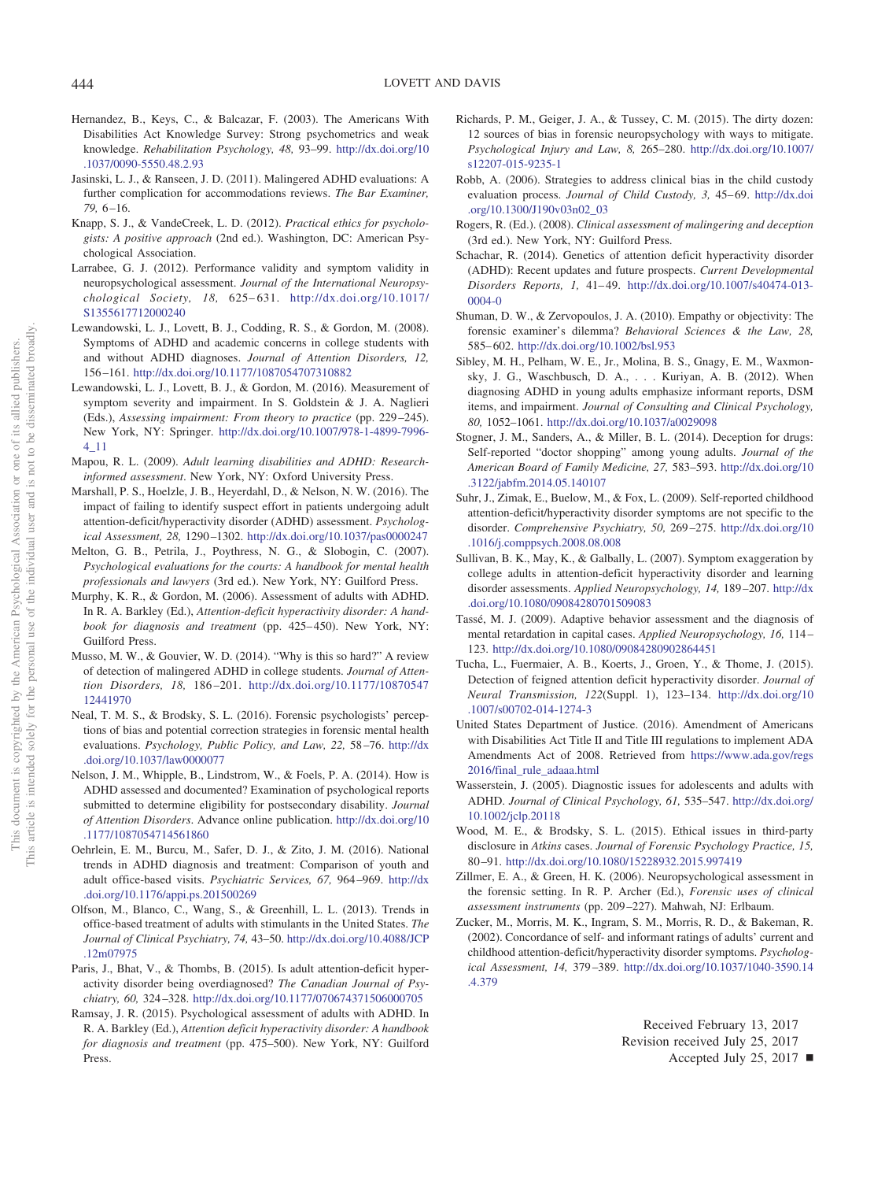Hernandez, B., Keys, C., & Balcazar, F. (2003). The Americans With Disabilities Act Knowledge Survey: Strong psychometrics and weak knowledge. *Rehabilitation Psychology, 48,* 93–99. http://dx.doi.org/10.1037/0090-5550.48.2.93

Jasinski, L. J., & Ranseen, J. D. (2011). Malingered ADHD evaluations: A further complication for accommodations reviews. *The Bar Examiner, 79,* 6–16.

Knapp, S. J., & VandeCreek, L. D. (2012). *Practical ethics for psychologists: A positive approach* (2nd ed.). Washington, DC: American Psychological Association.

Larrabee, G. J. (2012). Performance validity and symptom validity in neuropsychological assessment. *Journal of the International Neuropsychological Society, 18,* 625–631. http://dx.doi.org/10.1017/S1355617712000240

Lewandowski, L. J., Lovett, B. J., Codding, R. S., & Gordon, M. (2008). Symptoms of ADHD and academic concerns in college students with and without ADHD diagnoses. *Journal of Attention Disorders, 12,* 156–161. http://dx.doi.org/10.1177/1087054707310882

Lewandowski, L. J., Lovett, B. J., & Gordon, M. (2016). Measurement of symptom severity and impairment. In S. Goldstein & J. A. Naglieri (Eds.), *Assessing impairment: From theory to practice* (pp. 229–245). New York, NY: Springer. http://dx.doi.org/10.1007/978-1-4899-7996-4_11

Mapou, R. L. (2009). *Adult learning disabilities and ADHD: Research-informed assessment*. New York, NY: Oxford University Press.

Marshall, P. S., Hoelzle, J. B., Heyerdahl, D., & Nelson, N. W. (2016). The impact of failing to identify suspect effort in patients undergoing adult attention-deficit/hyperactivity disorder (ADHD) assessment. *Psychological Assessment, 28,* 1290–1302. http://dx.doi.org/10.1037/pas0000247

Melton, G. B., Petrila, J., Poythress, N. G., & Slobogin, C. (2007). *Psychological evaluations for the courts: A handbook for mental health professionals and lawyers* (3rd ed.). New York, NY: Guilford Press.

Murphy, K. R., & Gordon, M. (2006). Assessment of adults with ADHD. In R. A. Barkley (Ed.), *Attention-deficit hyperactivity disorder: A handbook for diagnosis and treatment* (pp. 425–450). New York, NY: Guilford Press.

Musso, M. W., & Gouvier, W. D. (2014). "Why is this so hard?" A review of detection of malingered ADHD in college students. *Journal of Attention Disorders, 18,* 186–201. http://dx.doi.org/10.1177/1087054712441970

Neal, T. M. S., & Brodsky, S. L. (2016). Forensic psychologists' perceptions of bias and potential correction strategies in forensic mental health evaluations. *Psychology, Public Policy, and Law, 22,* 58–76. http://dx.doi.org/10.1037/law0000077

Nelson, J. M., Whipple, B., Lindstrom, W., & Foels, P. A. (2014). How is ADHD assessed and documented? Examination of psychological reports submitted to determine eligibility for postsecondary disability. *Journal of Attention Disorders*. Advance online publication. http://dx.doi.org/10.1177/1087054714561860

Oehrlein, E. M., Burcu, M., Safer, D. J., & Zito, J. M. (2016). National trends in ADHD diagnosis and treatment: Comparison of youth and adult office-based visits. *Psychiatric Services, 67,* 964–969. http://dx.doi.org/10.1176/appi.ps.201500269

Olfson, M., Blanco, C., Wang, S., & Greenhill, L. L. (2013). Trends in office-based treatment of adults with stimulants in the United States. *The Journal of Clinical Psychiatry, 74,* 43–50. http://dx.doi.org/10.4088/JCP.12m07975

Paris, J., Bhat, V., & Thombs, B. (2015). Is adult attention-deficit hyperactivity disorder being overdiagnosed? *The Canadian Journal of Psychiatry, 60,* 324–328. http://dx.doi.org/10.1177/070674371506000705

Ramsay, J. R. (2015). Psychological assessment of adults with ADHD. In R. A. Barkley (Ed.), *Attention deficit hyperactivity disorder: A handbook for diagnosis and treatment* (pp. 475–500). New York, NY: Guilford Press.

Richards, P. M., Geiger, J. A., & Tussey, C. M. (2015). The dirty dozen: 12 sources of bias in forensic neuropsychology with ways to mitigate. *Psychological Injury and Law, 8,* 265–280. http://dx.doi.org/10.1007/s12207-015-9235-1

Robb, A. (2006). Strategies to address clinical bias in the child custody evaluation process. *Journal of Child Custody, 3,* 45–69. http://dx.doi.org/10.1300/J190v03n02_03

Rogers, R. (Ed.). (2008). *Clinical assessment of malingering and deception* (3rd ed.). New York, NY: Guilford Press.

Schachar, R. (2014). Genetics of attention deficit hyperactivity disorder (ADHD): Recent updates and future prospects. *Current Developmental Disorders Reports, 1,* 41–49. http://dx.doi.org/10.1007/s40474-013-0004-0

Shuman, D. W., & Zervopoulos, J. A. (2010). Empathy or objectivity: The forensic examiner's dilemma? *Behavioral Sciences & the Law, 28,* 585–602. http://dx.doi.org/10.1002/bsl.953

Sibley, M. H., Pelham, W. E., Jr., Molina, B. S., Gnagy, E. M., Waxmonsky, J. G., Waschbusch, D. A., . . . Kuriyan, A. B. (2012). When diagnosing ADHD in young adults emphasize informant reports, DSM items, and impairment. *Journal of Consulting and Clinical Psychology, 80,* 1052–1061. http://dx.doi.org/10.1037/a0029098

Stogner, J. M., Sanders, A., & Miller, B. L. (2014). Deception for drugs: Self-reported "doctor shopping" among young adults. *Journal of the American Board of Family Medicine, 27,* 583–593. http://dx.doi.org/10.3122/jabfm.2014.05.140107

Suhr, J., Zimak, E., Buelow, M., & Fox, L. (2009). Self-reported childhood attention-deficit/hyperactivity disorder symptoms are not specific to the disorder. *Comprehensive Psychiatry, 50,* 269–275. http://dx.doi.org/10.1016/j.comppsych.2008.08.008

Sullivan, B. K., May, K., & Galbally, L. (2007). Symptom exaggeration by college adults in attention-deficit hyperactivity disorder and learning disorder assessments. *Applied Neuropsychology, 14,* 189–207. http://dx.doi.org/10.1080/09084280701509083

Tassé, M. J. (2009). Adaptive behavior assessment and the diagnosis of mental retardation in capital cases. *Applied Neuropsychology, 16,* 114–123. http://dx.doi.org/10.1080/09084280902864451

Tucha, L., Fuermaier, A. B., Koerts, J., Groen, Y., & Thome, J. (2015). Detection of feigned attention deficit hyperactivity disorder. *Journal of Neural Transmission, 122*(Suppl. 1), 123–134. http://dx.doi.org/10.1007/s00702-014-1274-3

United States Department of Justice. (2016). Amendment of Americans with Disabilities Act Title II and Title III regulations to implement ADA Amendments Act of 2008. Retrieved from https://www.ada.gov/regs2016/final_rule_adaaa.html

Wasserstein, J. (2005). Diagnostic issues for adolescents and adults with ADHD. *Journal of Clinical Psychology, 61,* 535–547. http://dx.doi.org/10.1002/jclp.20118

Wood, M. E., & Brodsky, S. L. (2015). Ethical issues in third-party disclosure in *Atkins* cases. *Journal of Forensic Psychology Practice, 15,* 80–91. http://dx.doi.org/10.1080/15228932.2015.997419

Zillmer, E. A., & Green, H. K. (2006). Neuropsychological assessment in the forensic setting. In R. P. Archer (Ed.), *Forensic uses of clinical assessment instruments* (pp. 209–227). Mahwah, NJ: Erlbaum.

Zucker, M., Morris, M. K., Ingram, S. M., Morris, R. D., & Bakeman, R. (2002). Concordance of self- and informant ratings of adults' current and childhood attention-deficit/hyperactivity disorder symptoms. *Psychological Assessment, 14,* 379–389. http://dx.doi.org/10.1037/1040-3590.14.4.379

Received February 13, 2017
Revision received July 25, 2017
Accepted July 25, 2017 ■